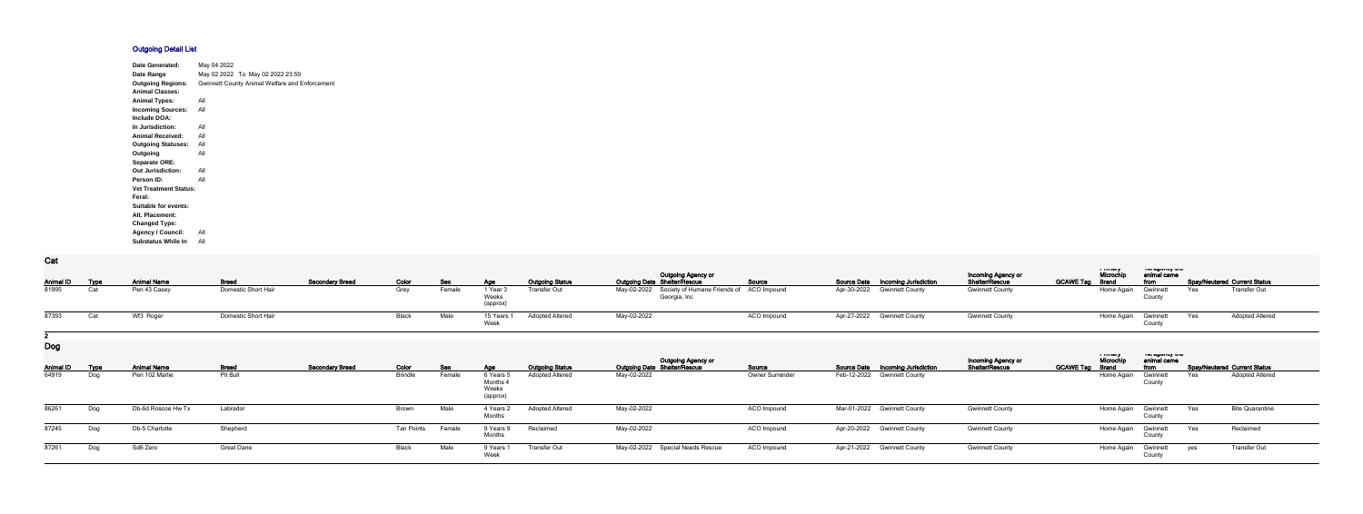## Outgoing Detail List

| | |
|---|---|
| **Date Generated:** | May 04 2022 |
| **Date Range** | May 02 2022 To May 02 2022 23:59 |
| **Outgoing Regions:** | Gwinnett County Animal Welfare and Enforcement |
| **Animal Classes:** | |
| **Animal Types:** | All |
| **Incoming Sources:** | All |
| **Include DOA:** | |
| **In Jurisdiction:** | All |
| **Animal Received:** | All |
| **Outgoing Statuses:** | All |
| **Outgoing Separate ORE:** | All |
| **Out Jurisdiction:** | All |
| **Person ID:** | All |
| **Vet Treatment Status:** | |
| **Feral:** | |
| **Suitable for events:** | |
| **Alt. Placement:** | |
| **Changed Type:** | |
| **Agency / Council:** | All |
| **Substatus While In** | All |

### Cat

| Animal ID | Type | Animal Name | Breed | Secondary Breed | Color | Sex | Age | Outgoing Status | Outgoing Date | Outgoing Agency or Shelter/Rescue | Source | Source Date | Incoming Jurisdiction | Incoming Agency or Shelter/Rescue | GCAWE Tag | Primary Microchip Brand | Vet agency the animal came from | Spay/Neutered | Current Status |
|---|---|---|---|---|---|---|---|---|---|---|---|---|---|---|---|---|---|---|---|
| 81995 | Cat | Pen 43 Casey | Domestic Short Hair | | Grey | Female | 1 Year 3 Weeks (approx) | Transfer Out | May-02-2022 | Society of Humane Friends of Georgia, Inc | ACO Impound | Apr-30-2022 | Gwinnett County | Gwinnett County | | Home Again | Gwinnett County | Yes | Transfer Out |
| 87393 | Cat | Wf3 Roger | Domestic Short Hair | | Black | Male | 15 Years 1 Week | Adopted Altered | May-02-2022 | | ACO Impound | Apr-27-2022 | Gwinnett County | Gwinnett County | | Home Again | Gwinnett County | Yes | Adopted Altered |

**2**

### Dog

| Animal ID | Type | Animal Name | Breed | Secondary Breed | Color | Sex | Age | Outgoing Status | Outgoing Date | Outgoing Agency or Shelter/Rescue | Source | Source Date | Incoming Jurisdiction | Incoming Agency or Shelter/Rescue | GCAWE Tag | Primary Microchip Brand | Vet agency the animal came from | Spay/Neutered | Current Status |
|---|---|---|---|---|---|---|---|---|---|---|---|---|---|---|---|---|---|---|---|
| 64919 | Dog | Pen 102 Marlie | Pit Bull | | Brindle | Female | 6 Years 5 Months 4 Weeks (approx) | Adopted Altered | May-02-2022 | | Owner Surrender | Feb-12-2022 | Gwinnett County | | | Home Again | Gwinnett County | Yes | Adopted Altered |
| 86261 | Dog | Db-6d Roscoe Hw Tx | Labrador | | Brown | Male | 4 Years 2 Months | Adopted Altered | May-02-2022 | | ACO Impound | Mar-01-2022 | Gwinnett County | Gwinnett County | | Home Again | Gwinnett County | Yes | Bite Quarantine |
| 87245 | Dog | Db-5 Charlotte | Shepherd | | Tan Points | Female | 9 Years 9 Months | Reclaimed | May-02-2022 | | ACO Impound | Apr-20-2022 | Gwinnett County | Gwinnett County | | Home Again | Gwinnett County | Yes | Reclaimed |
| 87261 | Dog | Sd6 Zero | Great Dane | | Black | Male | 9 Years 1 Week | Transfer Out | May-02-2022 | Special Needs Rescue | ACO Impound | Apr-21-2022 | Gwinnett County | Gwinnett County | | Home Again | Gwinnett County | yes | Transfer Out |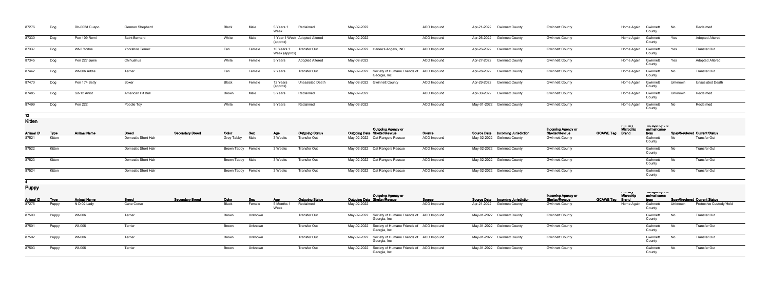| Animal ID | Type | Animal Name | Breed | Secondary Breed | Color | Sex | Age | Outgoing Status | Outgoing Date | Outgoing Agency or Shelter/Rescue | Source | Source Date | Incoming Jurisdiction | Incoming Agency or Shelter/Rescue | GCAWE Tag | Primary Microchip Brand | 1st agency the animal came from | Spay/Neutered | Current Status |
|---|---|---|---|---|---|---|---|---|---|---|---|---|---|---|---|---|---|---|---|
| 87276 | Dog | Db-002d Guapo | German Shepherd | | Black | Male | 5 Years 1 Week | Reclaimed | May-02-2022 | | ACO Impound | Apr-21-2022 | Gwinnett County | Gwinnett County | | Home Again | Gwinnett County | No | Reclaimed |
| 87330 | Dog | Pen 109 Remi | Saint Bernard | | White | Male | 1 Year 1 Week (approx) | Adopted Altered | May-02-2022 | | ACO Impound | Apr-26-2022 | Gwinnett County | Gwinnett County | | Home Again | Gwinnett County | Yes | Adopted Altered |
| 87337 | Dog | Wf-2 Yorkie | Yorkshire Terrier | | Tan | Female | 10 Years 1 Week (approx) | Transfer Out | May-02-2022 | Harlee's Angels, INC | ACO Impound | Apr-26-2022 | Gwinnett County | Gwinnett County | | Home Again | Gwinnett County | Yes | Transfer Out |
| 87345 | Dog | Pen 227 Junie | Chihuahua | | White | Female | 5 Years | Adopted Altered | May-02-2022 | | ACO Impound | Apr-27-2022 | Gwinnett County | Gwinnett County | | Home Again | Gwinnett County | Yes | Adopted Altered |
| 87442 | Dog | Wf-006 Addie | Terrier | | Tan | Female | 2 Years | Transfer Out | May-02-2022 | Society of Humane Friends of Georgia, Inc | ACO Impound | Apr-28-2022 | Gwinnett County | Gwinnett County | | Home Again | Gwinnett County | No | Transfer Out |
| 87470 | Dog | Pen 174 Betty | Boxer | | Black | Female | 12 Years (approx) | Unassisted Death | May-02-2022 | Gwinnett County | ACO Impound | Apr-29-2022 | Gwinnett County | Gwinnett County | | Home Again | Gwinnett County | Unknown | Unassisted Death |
| 87485 | Dog | Sd-12 Artist | American Pit Bull | | Brown | Male | 5 Years | Reclaimed | May-02-2022 | | ACO Impound | Apr-30-2022 | Gwinnett County | Gwinnett County | | Home Again | Gwinnett County | Unknown | Reclaimed |
| 87499 | Dog | Pen 222 | Poodle Toy | | White | Female | 9 Years | Reclaimed | May-02-2022 | | ACO Impound | May-01-2022 | Gwinnett County | Gwinnett County | | Home Again | Gwinnett County | No | Reclaimed |

12

## Kitten

| Animal ID | Type | Animal Name | Breed | Secondary Breed | Color | Sex | Age | Outgoing Status | Outgoing Date | Outgoing Agency or Shelter/Rescue | Source | Source Date | Incoming Jurisdiction | Incoming Agency or Shelter/Rescue | GCAWE Tag | Primary Microchip Brand | 1st agency the animal came from | Spay/Neutered | Current Status |
|---|---|---|---|---|---|---|---|---|---|---|---|---|---|---|---|---|---|---|---|
| 87521 | Kitten | | Domestic Short Hair | | Grey Tabby | Male | 3 Weeks | Transfer Out | May-02-2022 | Cat Rangers Rescue | ACO Impound | May-02-2022 | Gwinnett County | Gwinnett County | | | Gwinnett County | No | Transfer Out |
| 87522 | Kitten | | Domestic Short Hair | | Brown Tabby | Female | 3 Weeks | Transfer Out | May-02-2022 | Cat Rangers Rescue | ACO Impound | May-02-2022 | Gwinnett County | Gwinnett County | | | Gwinnett County | No | Transfer Out |
| 87523 | Kitten | | Domestic Short Hair | | Brown Tabby | Male | 3 Weeks | Transfer Out | May-02-2022 | Cat Rangers Rescue | ACO Impound | May-02-2022 | Gwinnett County | Gwinnett County | | | Gwinnett County | No | Transfer Out |
| 87524 | Kitten | | Domestic Short Hair | | Brown Tabby | Female | 3 Weeks | Transfer Out | May-02-2022 | Cat Rangers Rescue | ACO Impound | May-02-2022 | Gwinnett County | Gwinnett County | | | Gwinnett County | No | Transfer Out |

4

## Puppy

| Animal ID | Type | Animal Name | Breed | Secondary Breed | Color | Sex | Age | Outgoing Status | Outgoing Date | Outgoing Agency or Shelter/Rescue | Source | Source Date | Incoming Jurisdiction | Incoming Agency or Shelter/Rescue | GCAWE Tag | Primary Microchip Brand | 1st agency the animal came from | Spay/Neutered | Current Status |
|---|---|---|---|---|---|---|---|---|---|---|---|---|---|---|---|---|---|---|---|
| 87275 | Puppy | N D 02 Lady | Cane Corso | | Black | Female | 5 Months 1 Week | Reclaimed | May-02-2022 | | ACO Impound | Apr-21-2022 | Gwinnett County | Gwinnett County | | Home Again | Gwinnett County | Unknown | Protective Custody/Hold |
| 87500 | Puppy | Wf-006 | Terrier | | Brown | Unknown | | Transfer Out | May-02-2022 | Society of Humane Friends of Georgia, Inc | ACO Impound | May-01-2022 | Gwinnett County | Gwinnett County | | | Gwinnett County | No | Transfer Out |
| 87501 | Puppy | Wf-006 | Terrier | | Brown | Unknown | | Transfer Out | May-02-2022 | Society of Humane Friends of Georgia, Inc | ACO Impound | May-01-2022 | Gwinnett County | Gwinnett County | | | Gwinnett County | No | Transfer Out |
| 87502 | Puppy | Wf-006 | Terrier | | Brown | Unknown | | Transfer Out | May-02-2022 | Society of Humane Friends of Georgia, Inc | ACO Impound | May-01-2022 | Gwinnett County | Gwinnett County | | | Gwinnett County | No | Transfer Out |
| 87503 | Puppy | Wf-006 | Terrier | | Brown | Unknown | | Transfer Out | May-02-2022 | Society of Humane Friends of Georgia, Inc | ACO Impound | May-01-2022 | Gwinnett County | Gwinnett County | | | Gwinnett County | No | Transfer Out |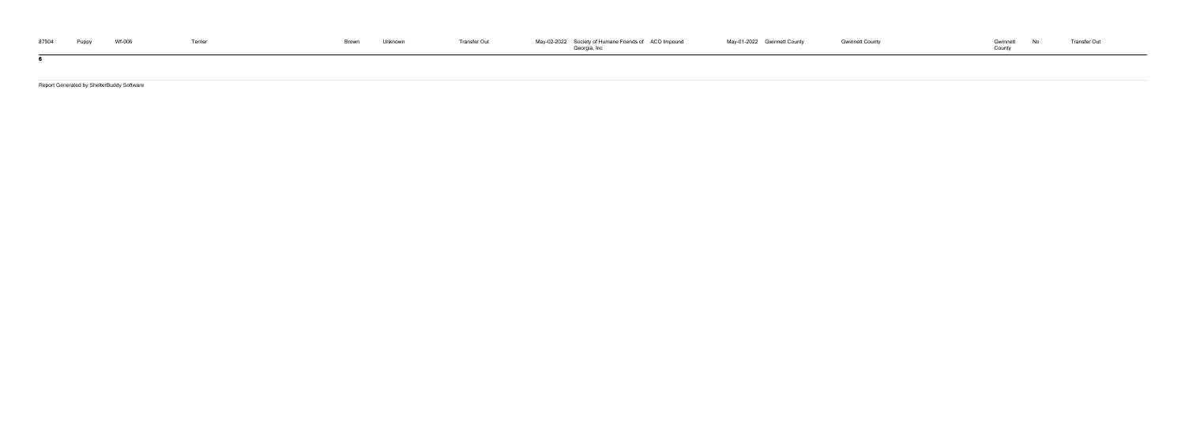| | | | | | | | | | | | | | | | |
|---|---|---|---|---|---|---|---|---|---|---|---|---|---|---|---|
| 87504 | Puppy | Wf-006 | Terrier | Brown | Unknown | Transfer Out | May-02-2022 | Society of Humane Friends of Georgia, Inc | ACO Impound | May-01-2022 | Gwinnett County | Gwinnett County | Gwinnett County | No | Transfer Out |

**6**

Report Generated by ShelterBuddy Software